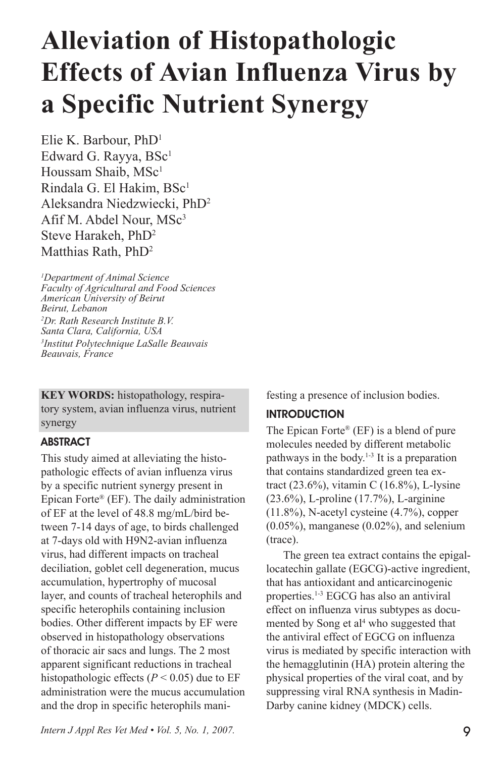# Alleviation of Histopathologic Effects of Avian Influenza Virus by a Specific Nutrient Synergy

Elie K. Barbour, PhD[1]
Edward G. Rayya, BSc[1]
Houssam Shaib, MSc[1]
Rindala G. El Hakim, BSc[1]
Aleksandra Niedzwiecki, PhD[2]
Afif M. Abdel Nour, MSc[3]
Steve Harakeh, PhD[2]
Matthias Rath, PhD[2]

*[1]Department of Animal Science*
*Faculty of Agricultural and Food Sciences*
*American University of Beirut*
*Beirut, Lebanon*
*[2]Dr. Rath Research Institute B.V.*
*Santa Clara, California, USA*
*[3]Institut Polytechnique LaSalle Beauvais*
*Beauvais, France*

**KEY WORDS:** histopathology, respiratory system, avian influenza virus, nutrient synergy

## ABSTRACT

This study aimed at alleviating the histopathologic effects of avian influenza virus by a specific nutrient synergy present in Epican Forte® (EF). The daily administration of EF at the level of 48.8 mg/mL/bird between 7-14 days of age, to birds challenged at 7-days old with H9N2-avian influenza virus, had different impacts on tracheal deciliation, goblet cell degeneration, mucus accumulation, hypertrophy of mucosal layer, and counts of tracheal heterophils and specific heterophils containing inclusion bodies. Other different impacts by EF were observed in histopathology observations of thoracic air sacs and lungs. The 2 most apparent significant reductions in tracheal histopathologic effects ($P < 0.05$) due to EF administration were the mucus accumulation and the drop in specific heterophils manifesting a presence of inclusion bodies.

## INTRODUCTION

The Epican Forte® (EF) is a blend of pure molecules needed by different metabolic pathways in the body.[1-3] It is a preparation that contains standardized green tea extract (23.6%), vitamin C (16.8%), L-lysine (23.6%), L-proline (17.7%), L-arginine (11.8%), N-acetyl cysteine (4.7%), copper (0.05%), manganese (0.02%), and selenium (trace).

The green tea extract contains the epigallocatechin gallate (EGCG)-active ingredient, that has antioxidant and anticarcinogenic properties.[1-3] EGCG has also an antiviral effect on influenza virus subtypes as documented by Song et al[4] who suggested that the antiviral effect of EGCG on influenza virus is mediated by specific interaction with the hemagglutinin (HA) protein altering the physical properties of the viral coat, and by suppressing viral RNA synthesis in Madin-Darby canine kidney (MDCK) cells.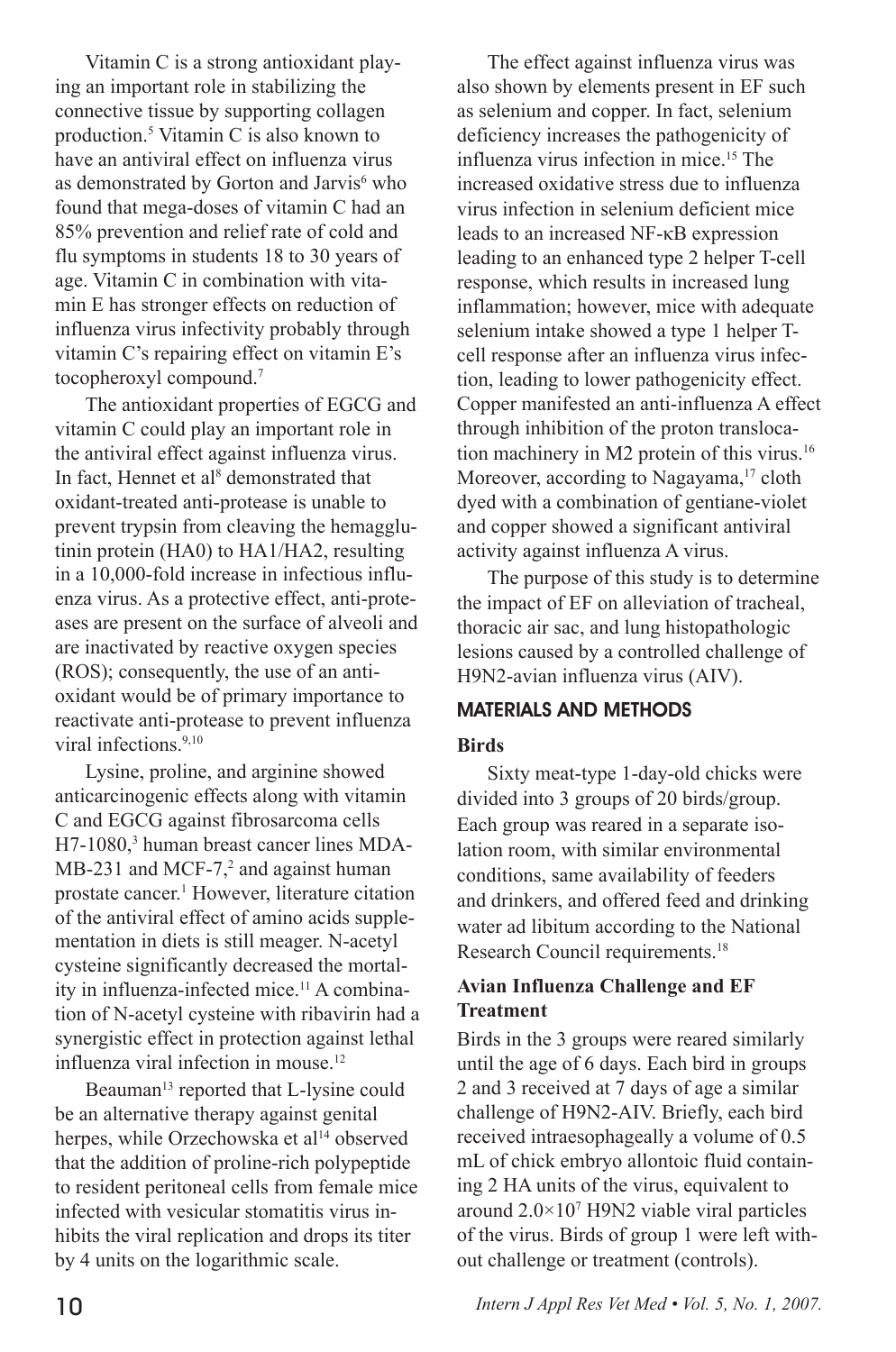Vitamin C is a strong antioxidant playing an important role in stabilizing the connective tissue by supporting collagen production.[5] Vitamin C is also known to have an antiviral effect on influenza virus as demonstrated by Gorton and Jarvis[6] who found that mega-doses of vitamin C had an 85% prevention and relief rate of cold and flu symptoms in students 18 to 30 years of age. Vitamin C in combination with vitamin E has stronger effects on reduction of influenza virus infectivity probably through vitamin C's repairing effect on vitamin E's tocopheroxyl compound.[7]

The antioxidant properties of EGCG and vitamin C could play an important role in the antiviral effect against influenza virus. In fact, Hennet et al[8] demonstrated that oxidant-treated anti-protease is unable to prevent trypsin from cleaving the hemagglutinin protein (HA0) to HA1/HA2, resulting in a 10,000-fold increase in infectious influenza virus. As a protective effect, anti-proteases are present on the surface of alveoli and are inactivated by reactive oxygen species (ROS); consequently, the use of an antioxidant would be of primary importance to reactivate anti-protease to prevent influenza viral infections.[9,10]

Lysine, proline, and arginine showed anticarcinogenic effects along with vitamin C and EGCG against fibrosarcoma cells H7-1080,[3] human breast cancer lines MDA-MB-231 and MCF-7,[2] and against human prostate cancer.[1] However, literature citation of the antiviral effect of amino acids supplementation in diets is still meager. N-acetyl cysteine significantly decreased the mortality in influenza-infected mice.[11] A combination of N-acetyl cysteine with ribavirin had a synergistic effect in protection against lethal influenza viral infection in mouse.[12]

Beauman[13] reported that L-lysine could be an alternative therapy against genital herpes, while Orzechowska et al[14] observed that the addition of proline-rich polypeptide to resident peritoneal cells from female mice infected with vesicular stomatitis virus inhibits the viral replication and drops its titer by 4 units on the logarithmic scale.

The effect against influenza virus was also shown by elements present in EF such as selenium and copper. In fact, selenium deficiency increases the pathogenicity of influenza virus infection in mice.[15] The increased oxidative stress due to influenza virus infection in selenium deficient mice leads to an increased NF-κB expression leading to an enhanced type 2 helper T-cell response, which results in increased lung inflammation; however, mice with adequate selenium intake showed a type 1 helper T-cell response after an influenza virus infection, leading to lower pathogenicity effect. Copper manifested an anti-influenza A effect through inhibition of the proton translocation machinery in M2 protein of this virus.[16] Moreover, according to Nagayama,[17] cloth dyed with a combination of gentiane-violet and copper showed a significant antiviral activity against influenza A virus.

The purpose of this study is to determine the impact of EF on alleviation of tracheal, thoracic air sac, and lung histopathologic lesions caused by a controlled challenge of H9N2-avian influenza virus (AIV).

## MATERIALS AND METHODS

### Birds

Sixty meat-type 1-day-old chicks were divided into 3 groups of 20 birds/group. Each group was reared in a separate isolation room, with similar environmental conditions, same availability of feeders and drinkers, and offered feed and drinking water ad libitum according to the National Research Council requirements.[18]

### Avian Influenza Challenge and EF Treatment

Birds in the 3 groups were reared similarly until the age of 6 days. Each bird in groups 2 and 3 received at 7 days of age a similar challenge of H9N2-AIV. Briefly, each bird received intraesophageally a volume of 0.5 mL of chick embryo allontoic fluid containing 2 HA units of the virus, equivalent to around $2.0\times10^7$ H9N2 viable viral particles of the virus. Birds of group 1 were left without challenge or treatment (controls).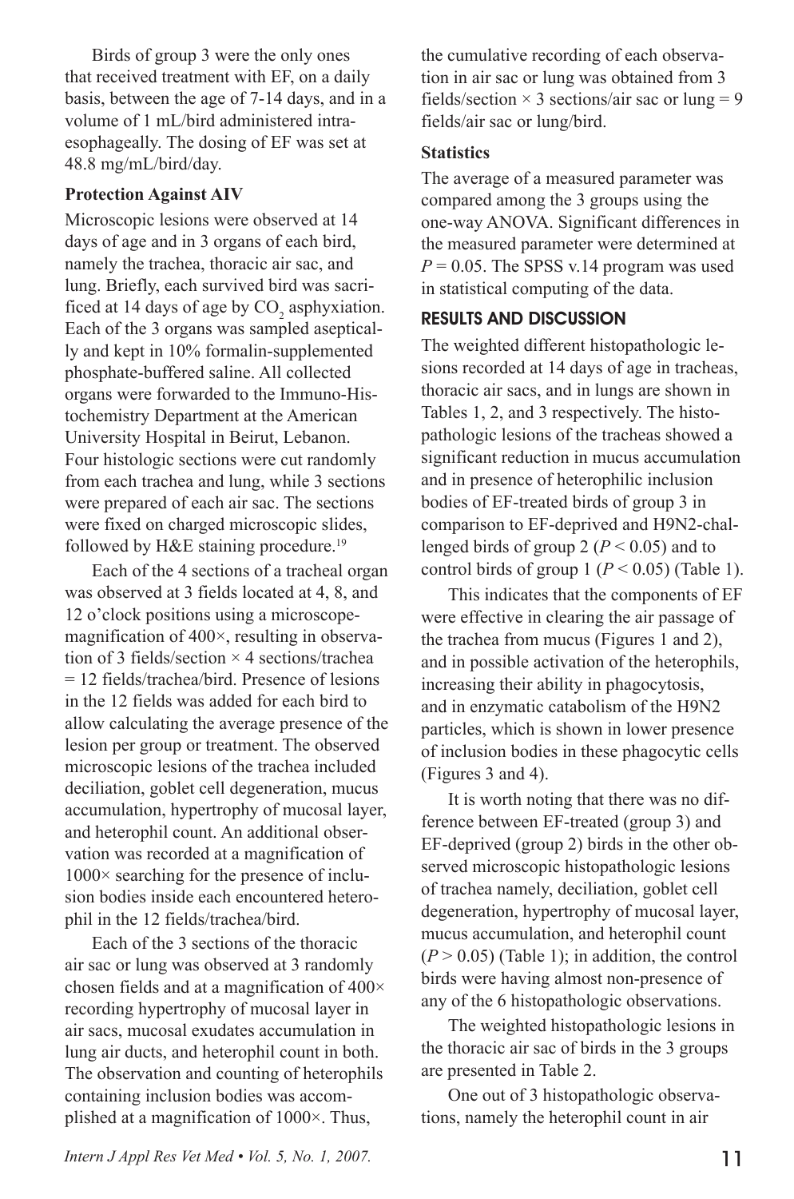Birds of group 3 were the only ones that received treatment with EF, on a daily basis, between the age of 7-14 days, and in a volume of 1 mL/bird administered intra-esophageally. The dosing of EF was set at 48.8 mg/mL/bird/day.

**Protection Against AIV**

Microscopic lesions were observed at 14 days of age and in 3 organs of each bird, namely the trachea, thoracic air sac, and lung. Briefly, each survived bird was sacrificed at 14 days of age by $CO_2$ asphyxiation. Each of the 3 organs was sampled aseptically and kept in 10% formalin-supplemented phosphate-buffered saline. All collected organs were forwarded to the Immuno-Histochemistry Department at the American University Hospital in Beirut, Lebanon. Four histologic sections were cut randomly from each trachea and lung, while 3 sections were prepared of each air sac. The sections were fixed on charged microscopic slides, followed by H&E staining procedure.[19]

Each of the 4 sections of a tracheal organ was observed at 3 fields located at 4, 8, and 12 o'clock positions using a microscope-magnification of 400×, resulting in observation of 3 fields/section × 4 sections/trachea = 12 fields/trachea/bird. Presence of lesions in the 12 fields was added for each bird to allow calculating the average presence of the lesion per group or treatment. The observed microscopic lesions of the trachea included deciliation, goblet cell degeneration, mucus accumulation, hypertrophy of mucosal layer, and heterophil count. An additional observation was recorded at a magnification of 1000× searching for the presence of inclusion bodies inside each encountered heterophil in the 12 fields/trachea/bird.

Each of the 3 sections of the thoracic air sac or lung was observed at 3 randomly chosen fields and at a magnification of 400× recording hypertrophy of mucosal layer in air sacs, mucosal exudates accumulation in lung air ducts, and heterophil count in both. The observation and counting of heterophils containing inclusion bodies was accomplished at a magnification of 1000×. Thus, the cumulative recording of each observation in air sac or lung was obtained from 3 fields/section × 3 sections/air sac or lung = 9 fields/air sac or lung/bird.

**Statistics**

The average of a measured parameter was compared among the 3 groups using the one-way ANOVA. Significant differences in the measured parameter were determined at $P = 0.05$. The SPSS v.14 program was used in statistical computing of the data.

## RESULTS AND DISCUSSION

The weighted different histopathologic lesions recorded at 14 days of age in tracheas, thoracic air sacs, and in lungs are shown in Tables 1, 2, and 3 respectively. The histopathologic lesions of the tracheas showed a significant reduction in mucus accumulation and in presence of heterophilic inclusion bodies of EF-treated birds of group 3 in comparison to EF-deprived and H9N2-challenged birds of group 2 ($P < 0.05$) and to control birds of group 1 ($P < 0.05$) (Table 1).

This indicates that the components of EF were effective in clearing the air passage of the trachea from mucus (Figures 1 and 2), and in possible activation of the heterophils, increasing their ability in phagocytosis, and in enzymatic catabolism of the H9N2 particles, which is shown in lower presence of inclusion bodies in these phagocytic cells (Figures 3 and 4).

It is worth noting that there was no difference between EF-treated (group 3) and EF-deprived (group 2) birds in the other observed microscopic histopathologic lesions of trachea namely, deciliation, goblet cell degeneration, hypertrophy of mucosal layer, mucus accumulation, and heterophil count ($P > 0.05$) (Table 1); in addition, the control birds were having almost non-presence of any of the 6 histopathologic observations.

The weighted histopathologic lesions in the thoracic air sac of birds in the 3 groups are presented in Table 2.

One out of 3 histopathologic observations, namely the heterophil count in air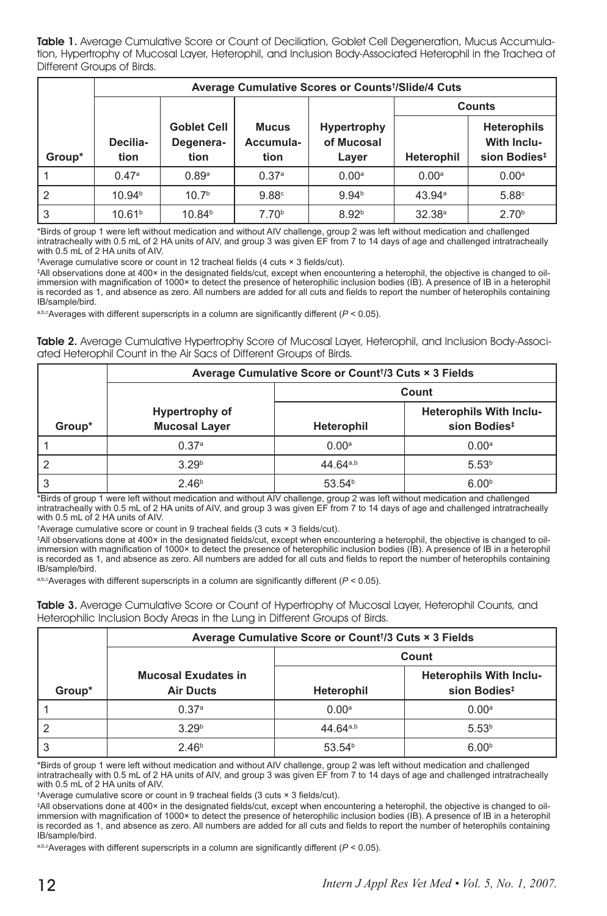**Table 1.** Average Cumulative Score or Count of Deciliation, Goblet Cell Degeneration, Mucus Accumulation, Hypertrophy of Mucosal Layer, Heterophil, and Inclusion Body-Associated Heterophil in the Trachea of Different Groups of Birds.

| | Average Cumulative Scores or Counts†/Slide/4 Cuts | | | | | |
|---|---|---|---|---|---|---|
| | | | | | Counts | |
| Group* | Deciliation | Goblet Cell Degeneration | Mucus Accumulation | Hypertrophy of Mucosal Layer | Heterophil | Heterophils With Inclusion Bodies‡ |
| 1 | 0.47[a] | 0.89[a] | 0.37[a] | 0.00[a] | 0.00[a] | 0.00[a] |
| 2 | 10.94[b] | 10.7[b] | 9.88[c] | 9.94[b] | 43.94[a] | 5.88[c] |
| 3 | 10.61[b] | 10.84[b] | 7.70[b] | 8.92[b] | 32.38[a] | 2.70[b] |

*Birds of group 1 were left without medication and without AIV challenge, group 2 was left without medication and challenged intratracheally with 0.5 mL of 2 HA units of AIV, and group 3 was given EF from 7 to 14 days of age and challenged intratracheally with 0.5 mL of 2 HA units of AIV.

†Average cumulative score or count in 12 tracheal fields (4 cuts × 3 fields/cut).

‡All observations done at 400× in the designated fields/cut, except when encountering a heterophil, the objective is changed to oil-immersion with magnification of 1000× to detect the presence of heterophilic inclusion bodies (IB). A presence of IB in a heterophil is recorded as 1, and absence as zero. All numbers are added for all cuts and fields to report the number of heterophils containing IB/sample/bird.

a,b,cAverages with different superscripts in a column are significantly different ($P < 0.05$).

**Table 2.** Average Cumulative Hypertrophy Score of Mucosal Layer, Heterophil, and Inclusion Body-Associated Heterophil Count in the Air Sacs of Different Groups of Birds.

| | Average Cumulative Score or Count†/3 Cuts × 3 Fields | | |
|---|---|---|---|
| | | Count | |
| Group* | Hypertrophy of Mucosal Layer | Heterophil | Heterophils With Inclusion Bodies‡ |
| 1 | 0.37[a] | 0.00[a] | 0.00[a] |
| 2 | 3.29[b] | 44.64[a,b] | 5.53[b] |
| 3 | 2.46[b] | 53.54[b] | 6.00[b] |

*Birds of group 1 were left without medication and without AIV challenge, group 2 was left without medication and challenged intratracheally with 0.5 mL of 2 HA units of AIV, and group 3 was given EF from 7 to 14 days of age and challenged intratracheally with 0.5 mL of 2 HA units of AIV.

†Average cumulative score or count in 9 tracheal fields (3 cuts × 3 fields/cut).

‡All observations done at 400× in the designated fields/cut, except when encountering a heterophil, the objective is changed to oil-immersion with magnification of 1000× to detect the presence of heterophilic inclusion bodies (IB). A presence of IB in a heterophil is recorded as 1, and absence as zero. All numbers are added for all cuts and fields to report the number of heterophils containing IB/sample/bird.

a,b,cAverages with different superscripts in a column are significantly different ($P < 0.05$).

**Table 3.** Average Cumulative Score or Count of Hypertrophy of Mucosal Layer, Heterophil Counts, and Heterophilic Inclusion Body Areas in the Lung in Different Groups of Birds.

| | Average Cumulative Score or Count†/3 Cuts × 3 Fields | | |
|---|---|---|---|
| | | Count | |
| Group* | Mucosal Exudates in Air Ducts | Heterophil | Heterophils With Inclusion Bodies‡ |
| 1 | 0.37[a] | 0.00[a] | 0.00[a] |
| 2 | 3.29[b] | 44.64[a,b] | 5.53[b] |
| 3 | 2.46[b] | 53.54[b] | 6.00[b] |

*Birds of group 1 were left without medication and without AIV challenge, group 2 was left without medication and challenged intratracheally with 0.5 mL of 2 HA units of AIV, and group 3 was given EF from 7 to 14 days of age and challenged intratracheally with 0.5 mL of 2 HA units of AIV.

†Average cumulative score or count in 9 tracheal fields (3 cuts × 3 fields/cut).

‡All observations done at 400× in the designated fields/cut, except when encountering a heterophil, the objective is changed to oil-immersion with magnification of 1000× to detect the presence of heterophilic inclusion bodies (IB). A presence of IB in a heterophil is recorded as 1, and absence as zero. All numbers are added for all cuts and fields to report the number of heterophils containing IB/sample/bird.

a,b,cAverages with different superscripts in a column are significantly different ($P < 0.05$).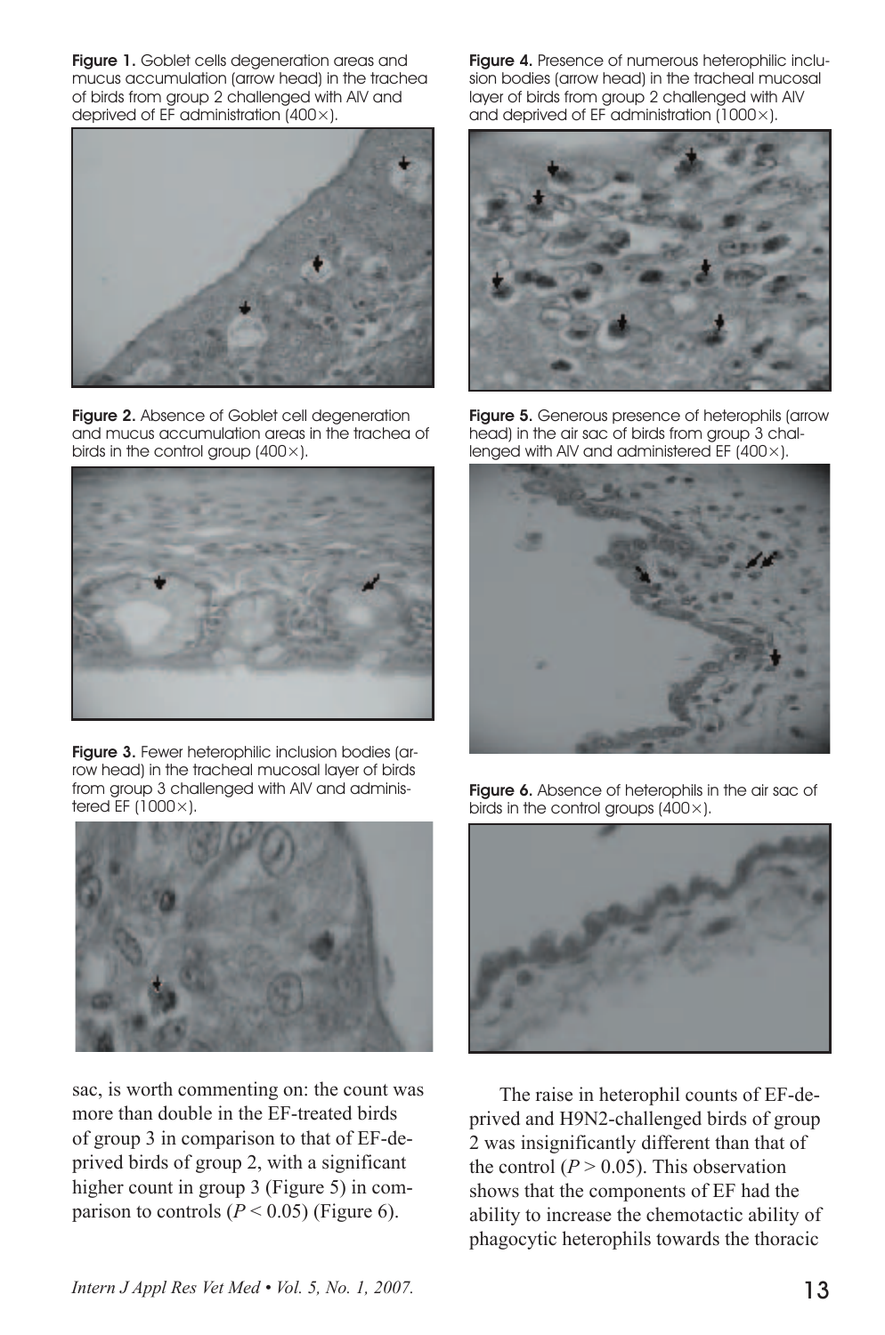**Figure 1.** Goblet cells degeneration areas and mucus accumulation (arrow head) in the trachea of birds from group 2 challenged with AIV and deprived of EF administration (400×).

**Figure 2.** Absence of Goblet cell degeneration and mucus accumulation areas in the trachea of birds in the control group (400×).

**Figure 3.** Fewer heterophilic inclusion bodies (arrow head) in the tracheal mucosal layer of birds from group 3 challenged with AIV and administered EF (1000×).

**Figure 4.** Presence of numerous heterophilic inclusion bodies (arrow head) in the tracheal mucosal layer of birds from group 2 challenged with AIV and deprived of EF administration (1000×).

**Figure 5.** Generous presence of heterophils (arrow head) in the air sac of birds from group 3 challenged with AIV and administered EF (400×).

**Figure 6.** Absence of heterophils in the air sac of birds in the control groups (400×).

sac, is worth commenting on: the count was more than double in the EF-treated birds of group 3 in comparison to that of EF-deprived birds of group 2, with a significant higher count in group 3 (Figure 5) in comparison to controls ($P < 0.05$) (Figure 6).

The raise in heterophil counts of EF-deprived and H9N2-challenged birds of group 2 was insignificantly different than that of the control ($P > 0.05$). This observation shows that the components of EF had the ability to increase the chemotactic ability of phagocytic heterophils towards the thoracic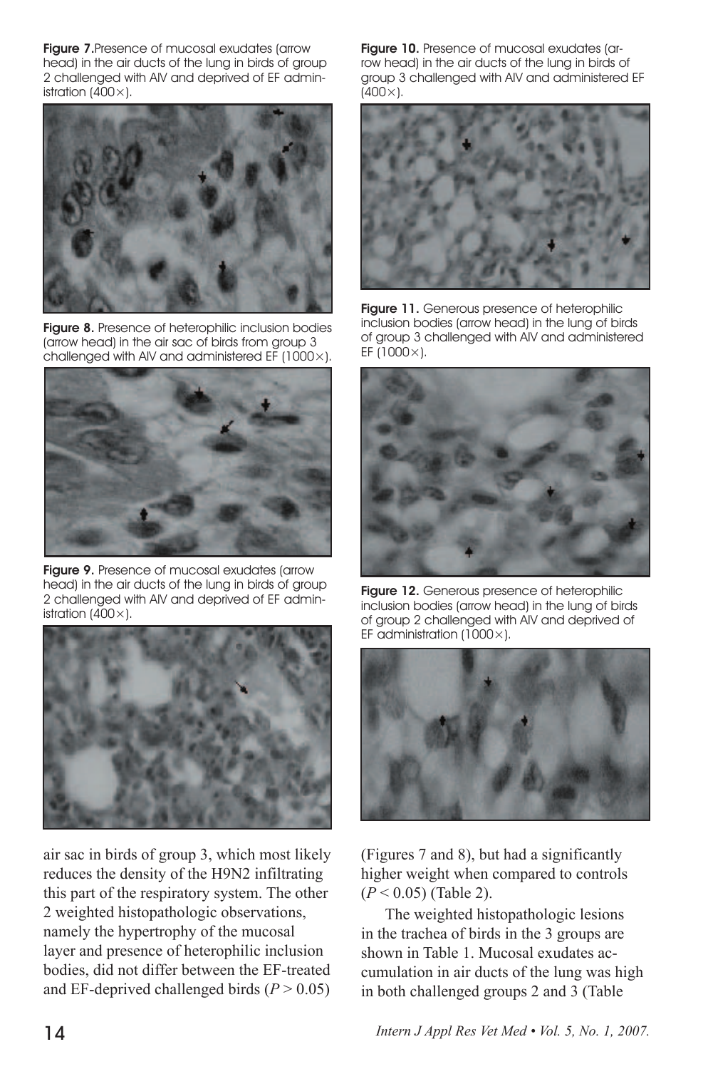**Figure 7.** Presence of mucosal exudates (arrow head) in the air ducts of the lung in birds of group 2 challenged with AIV and deprived of EF administration (400×).

**Figure 8.** Presence of heterophilic inclusion bodies (arrow head) in the air sac of birds from group 3 challenged with AIV and administered EF (1000×).

**Figure 9.** Presence of mucosal exudates (arrow head) in the air ducts of the lung in birds of group 2 challenged with AIV and deprived of EF administration (400×).

**Figure 10.** Presence of mucosal exudates (arrow head) in the air ducts of the lung in birds of group 3 challenged with AIV and administered EF (400×).

**Figure 11.** Generous presence of heterophilic inclusion bodies (arrow head) in the lung of birds of group 3 challenged with AIV and administered EF (1000×).

**Figure 12.** Generous presence of heterophilic inclusion bodies (arrow head) in the lung of birds of group 2 challenged with AIV and deprived of EF administration (1000×).

air sac in birds of group 3, which most likely reduces the density of the H9N2 infiltrating this part of the respiratory system. The other 2 weighted histopathologic observations, namely the hypertrophy of the mucosal layer and presence of heterophilic inclusion bodies, did not differ between the EF-treated and EF-deprived challenged birds ($P > 0.05$) (Figures 7 and 8), but had a significantly higher weight when compared to controls ($P < 0.05$) (Table 2).

The weighted histopathologic lesions in the trachea of birds in the 3 groups are shown in Table 1. Mucosal exudates accumulation in air ducts of the lung was high in both challenged groups 2 and 3 (Table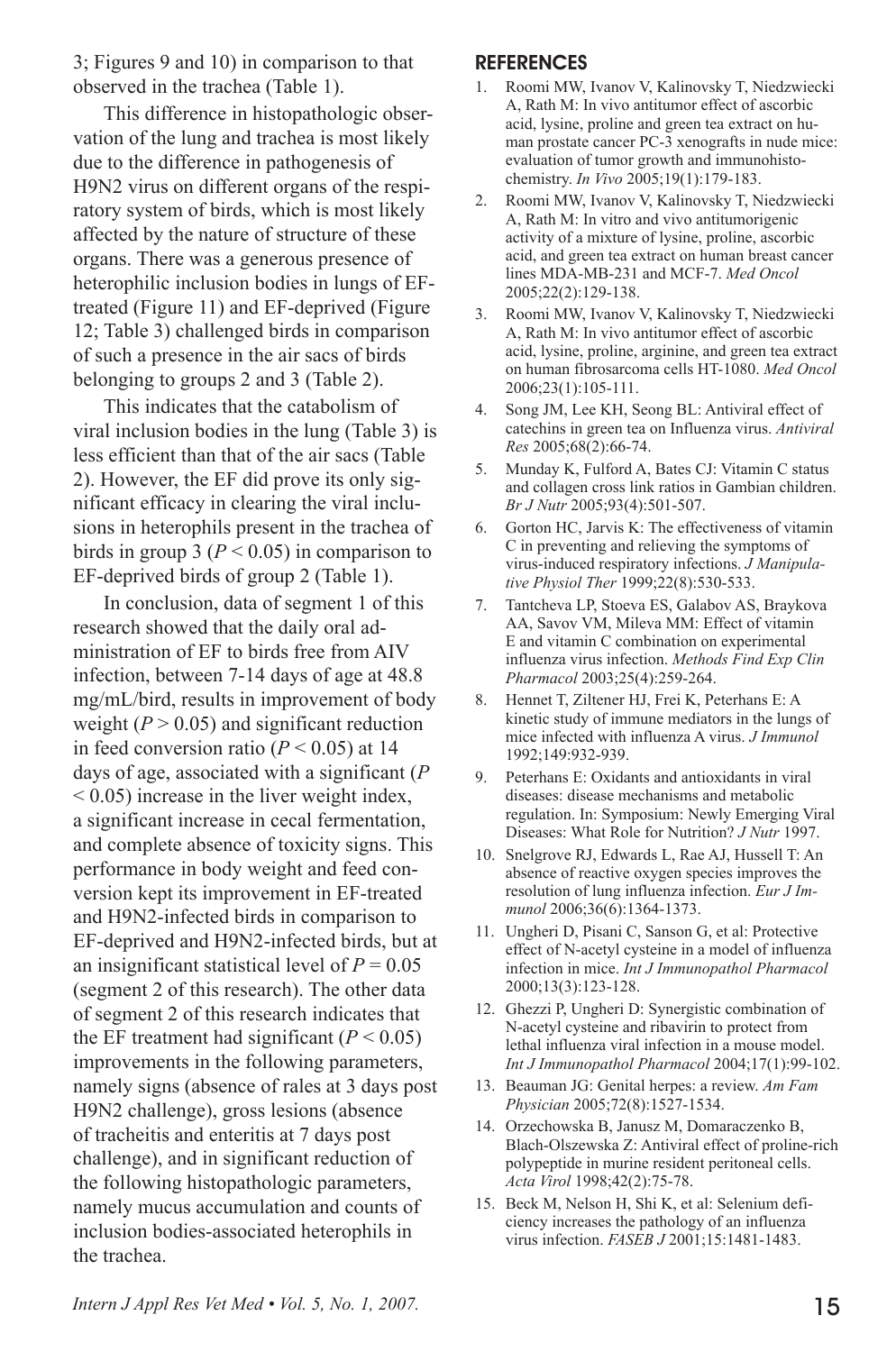3; Figures 9 and 10) in comparison to that observed in the trachea (Table 1).

This difference in histopathologic observation of the lung and trachea is most likely due to the difference in pathogenesis of H9N2 virus on different organs of the respiratory system of birds, which is most likely affected by the nature of structure of these organs. There was a generous presence of heterophilic inclusion bodies in lungs of EF-treated (Figure 11) and EF-deprived (Figure 12; Table 3) challenged birds in comparison of such a presence in the air sacs of birds belonging to groups 2 and 3 (Table 2).

This indicates that the catabolism of viral inclusion bodies in the lung (Table 3) is less efficient than that of the air sacs (Table 2). However, the EF did prove its only significant efficacy in clearing the viral inclusions in heterophils present in the trachea of birds in group 3 ($P < 0.05$) in comparison to EF-deprived birds of group 2 (Table 1).

In conclusion, data of segment 1 of this research showed that the daily oral administration of EF to birds free from AIV infection, between 7-14 days of age at 48.8 mg/mL/bird, results in improvement of body weight ($P > 0.05$) and significant reduction in feed conversion ratio ($P < 0.05$) at 14 days of age, associated with a significant ($P < 0.05$) increase in the liver weight index, a significant increase in cecal fermentation, and complete absence of toxicity signs. This performance in body weight and feed conversion kept its improvement in EF-treated and H9N2-infected birds in comparison to EF-deprived and H9N2-infected birds, but at an insignificant statistical level of $P = 0.05$ (segment 2 of this research). The other data of segment 2 of this research indicates that the EF treatment had significant ($P < 0.05$) improvements in the following parameters, namely signs (absence of rales at 3 days post H9N2 challenge), gross lesions (absence of tracheitis and enteritis at 7 days post challenge), and in significant reduction of the following histopathologic parameters, namely mucus accumulation and counts of inclusion bodies-associated heterophils in the trachea.

## REFERENCES

1. Roomi MW, Ivanov V, Kalinovsky T, Niedzwiecki A, Rath M: In vivo antitumor effect of ascorbic acid, lysine, proline and green tea extract on human prostate cancer PC-3 xenografts in nude mice: evaluation of tumor growth and immunohistochemistry. *In Vivo* 2005;19(1):179-183.
2. Roomi MW, Ivanov V, Kalinovsky T, Niedzwiecki A, Rath M: In vitro and vivo antitumorigenic activity of a mixture of lysine, proline, ascorbic acid, and green tea extract on human breast cancer lines MDA-MB-231 and MCF-7. *Med Oncol* 2005;22(2):129-138.
3. Roomi MW, Ivanov V, Kalinovsky T, Niedzwiecki A, Rath M: In vivo antitumor effect of ascorbic acid, lysine, proline, arginine, and green tea extract on human fibrosarcoma cells HT-1080. *Med Oncol* 2006;23(1):105-111.
4. Song JM, Lee KH, Seong BL: Antiviral effect of catechins in green tea on Influenza virus. *Antiviral Res* 2005;68(2):66-74.
5. Munday K, Fulford A, Bates CJ: Vitamin C status and collagen cross link ratios in Gambian children. *Br J Nutr* 2005;93(4):501-507.
6. Gorton HC, Jarvis K: The effectiveness of vitamin C in preventing and relieving the symptoms of virus-induced respiratory infections. *J Manipulative Physiol Ther* 1999;22(8):530-533.
7. Tantcheva LP, Stoeva ES, Galabov AS, Braykova AA, Savov VM, Mileva MM: Effect of vitamin E and vitamin C combination on experimental influenza virus infection. *Methods Find Exp Clin Pharmacol* 2003;25(4):259-264.
8. Hennet T, Ziltener HJ, Frei K, Peterhans E: A kinetic study of immune mediators in the lungs of mice infected with influenza A virus. *J Immunol* 1992;149:932-939.
9. Peterhans E: Oxidants and antioxidants in viral diseases: disease mechanisms and metabolic regulation. In: Symposium: Newly Emerging Viral Diseases: What Role for Nutrition? *J Nutr* 1997.
10. Snelgrove RJ, Edwards L, Rae AJ, Hussell T: An absence of reactive oxygen species improves the resolution of lung influenza infection. *Eur J Immunol* 2006;36(6):1364-1373.
11. Ungheri D, Pisani C, Sanson G, et al: Protective effect of N-acetyl cysteine in a model of influenza infection in mice. *Int J Immunopathol Pharmacol* 2000;13(3):123-128.
12. Ghezzi P, Ungheri D: Synergistic combination of N-acetyl cysteine and ribavirin to protect from lethal influenza viral infection in a mouse model. *Int J Immunopathol Pharmacol* 2004;17(1):99-102.
13. Beauman JG: Genital herpes: a review. *Am Fam Physician* 2005;72(8):1527-1534.
14. Orzechowska B, Janusz M, Domaraczenko B, Blach-Olszewska Z: Antiviral effect of proline-rich polypeptide in murine resident peritoneal cells. *Acta Virol* 1998;42(2):75-78.
15. Beck M, Nelson H, Shi K, et al: Selenium deficiency increases the pathology of an influenza virus infection. *FASEB J* 2001;15:1481-1483.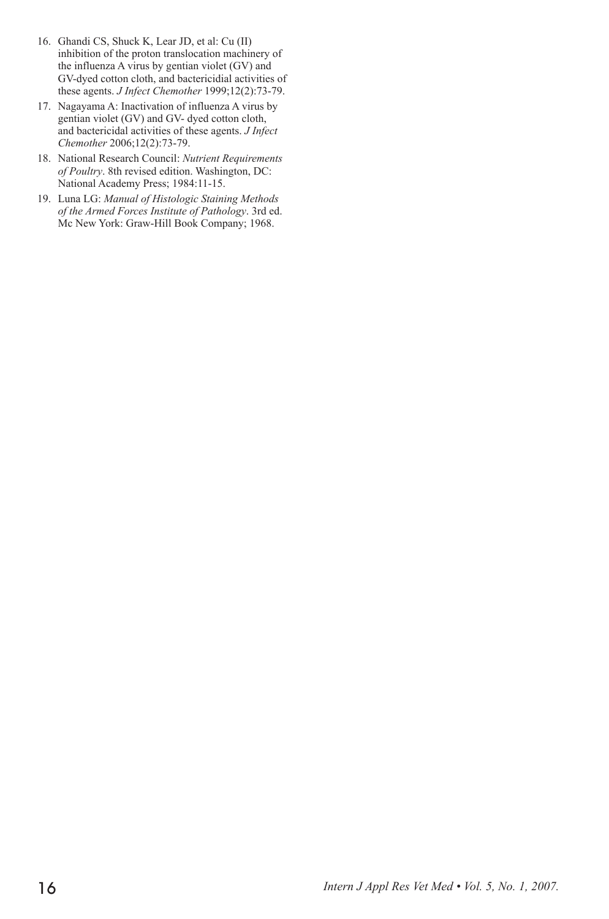16. Ghandi CS, Shuck K, Lear JD, et al: Cu (II) inhibition of the proton translocation machinery of the influenza A virus by gentian violet (GV) and GV-dyed cotton cloth, and bactericidial activities of these agents. *J Infect Chemother* 1999;12(2):73-79.
17. Nagayama A: Inactivation of influenza A virus by gentian violet (GV) and GV- dyed cotton cloth, and bactericidal activities of these agents. *J Infect Chemother* 2006;12(2):73-79.
18. National Research Council: *Nutrient Requirements of Poultry*. 8th revised edition. Washington, DC: National Academy Press; 1984:11-15.
19. Luna LG: *Manual of Histologic Staining Methods of the Armed Forces Institute of Pathology*. 3rd ed. Mc New York: Graw-Hill Book Company; 1968.